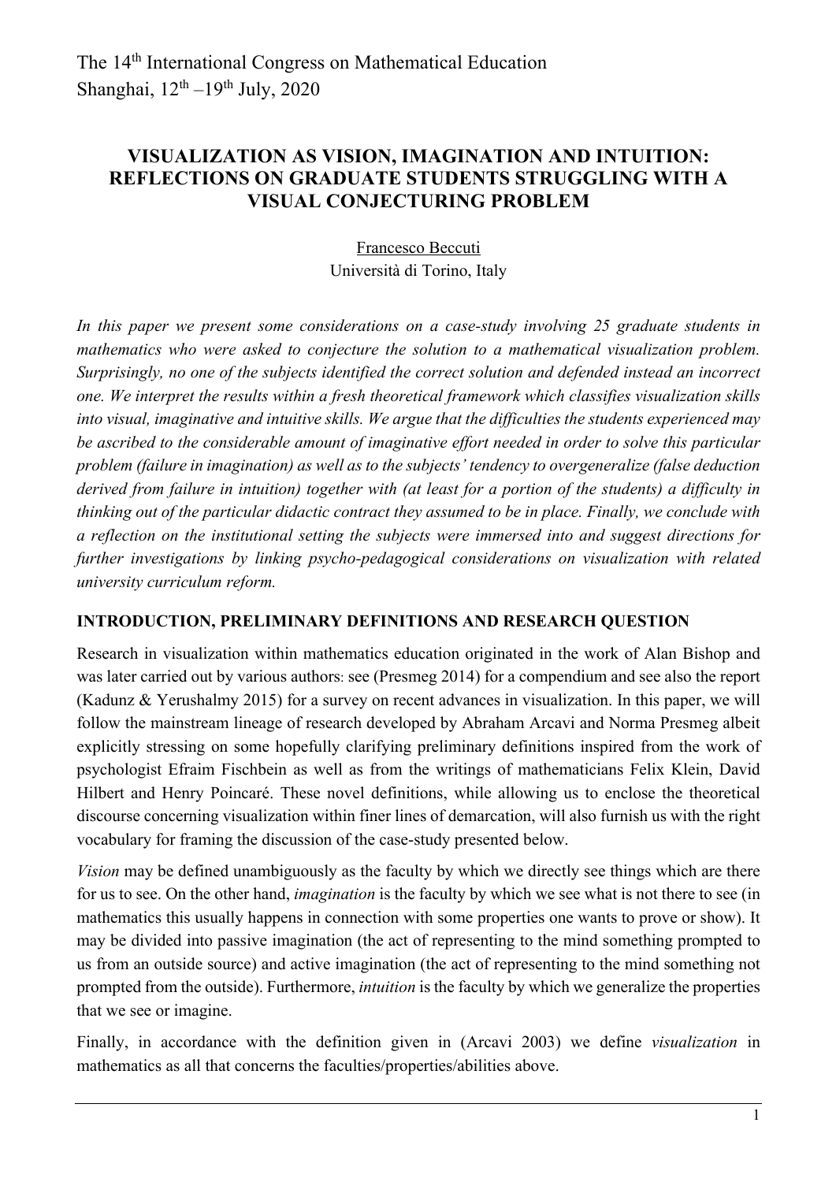The 14th International Congress on Mathematical Education
Shanghai, 12th –19th July, 2020

# VISUALIZATION AS VISION, IMAGINATION AND INTUITION: REFLECTIONS ON GRADUATE STUDENTS STRUGGLING WITH A VISUAL CONJECTURING PROBLEM

Francesco Beccuti
Università di Torino, Italy

*In this paper we present some considerations on a case-study involving 25 graduate students in mathematics who were asked to conjecture the solution to a mathematical visualization problem. Surprisingly, no one of the subjects identified the correct solution and defended instead an incorrect one. We interpret the results within a fresh theoretical framework which classifies visualization skills into visual, imaginative and intuitive skills. We argue that the difficulties the students experienced may be ascribed to the considerable amount of imaginative effort needed in order to solve this particular problem (failure in imagination) as well as to the subjects' tendency to overgeneralize (false deduction derived from failure in intuition) together with (at least for a portion of the students) a difficulty in thinking out of the particular didactic contract they assumed to be in place. Finally, we conclude with a reflection on the institutional setting the subjects were immersed into and suggest directions for further investigations by linking psycho-pedagogical considerations on visualization with related university curriculum reform.*

## INTRODUCTION, PRELIMINARY DEFINITIONS AND RESEARCH QUESTION

Research in visualization within mathematics education originated in the work of Alan Bishop and was later carried out by various authors: see (Presmeg 2014) for a compendium and see also the report (Kadunz & Yerushalmy 2015) for a survey on recent advances in visualization. In this paper, we will follow the mainstream lineage of research developed by Abraham Arcavi and Norma Presmeg albeit explicitly stressing on some hopefully clarifying preliminary definitions inspired from the work of psychologist Efraim Fischbein as well as from the writings of mathematicians Felix Klein, David Hilbert and Henry Poincaré. These novel definitions, while allowing us to enclose the theoretical discourse concerning visualization within finer lines of demarcation, will also furnish us with the right vocabulary for framing the discussion of the case-study presented below.

*Vision* may be defined unambiguously as the faculty by which we directly see things which are there for us to see. On the other hand, *imagination* is the faculty by which we see what is not there to see (in mathematics this usually happens in connection with some properties one wants to prove or show). It may be divided into passive imagination (the act of representing to the mind something prompted to us from an outside source) and active imagination (the act of representing to the mind something not prompted from the outside). Furthermore, *intuition* is the faculty by which we generalize the properties that we see or imagine.

Finally, in accordance with the definition given in (Arcavi 2003) we define *visualization* in mathematics as all that concerns the faculties/properties/abilities above.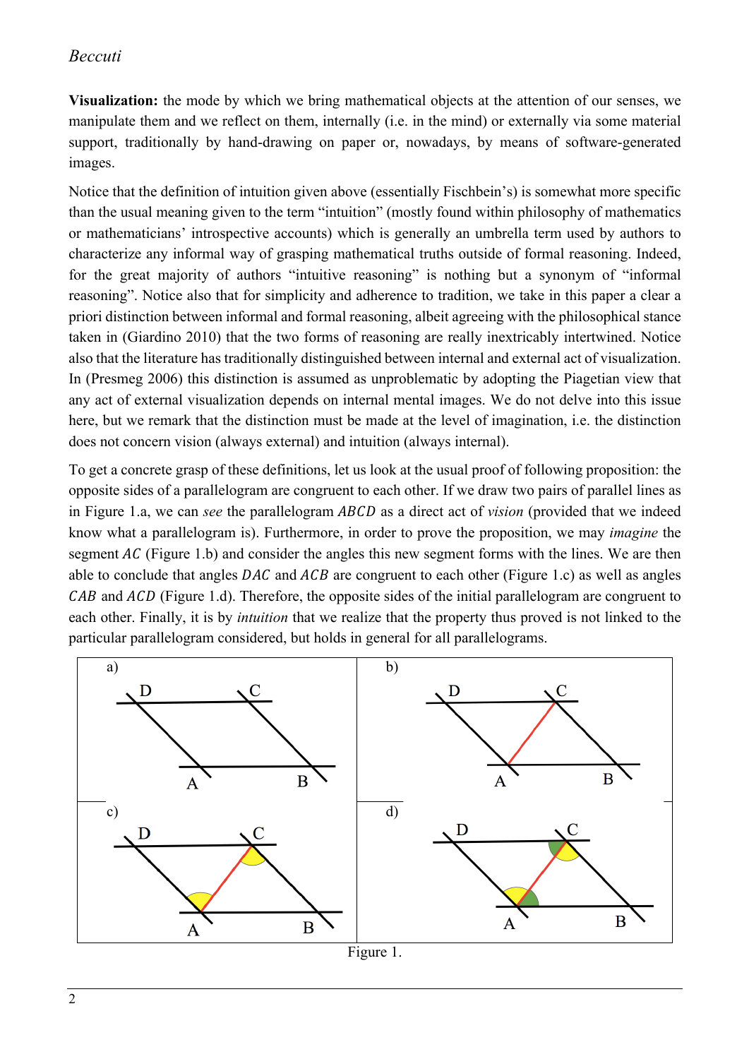**Visualization:** the mode by which we bring mathematical objects at the attention of our senses, we manipulate them and we reflect on them, internally (i.e. in the mind) or externally via some material support, traditionally by hand-drawing on paper or, nowadays, by means of software-generated images.

Notice that the definition of intuition given above (essentially Fischbein's) is somewhat more specific than the usual meaning given to the term "intuition" (mostly found within philosophy of mathematics or mathematicians' introspective accounts) which is generally an umbrella term used by authors to characterize any informal way of grasping mathematical truths outside of formal reasoning. Indeed, for the great majority of authors "intuitive reasoning" is nothing but a synonym of "informal reasoning". Notice also that for simplicity and adherence to tradition, we take in this paper a clear a priori distinction between informal and formal reasoning, albeit agreeing with the philosophical stance taken in (Giardino 2010) that the two forms of reasoning are really inextricably intertwined. Notice also that the literature has traditionally distinguished between internal and external act of visualization. In (Presmeg 2006) this distinction is assumed as unproblematic by adopting the Piagetian view that any act of external visualization depends on internal mental images. We do not delve into this issue here, but we remark that the distinction must be made at the level of imagination, i.e. the distinction does not concern vision (always external) and intuition (always internal).

To get a concrete grasp of these definitions, let us look at the usual proof of following proposition: the opposite sides of a parallelogram are congruent to each other. If we draw two pairs of parallel lines as in Figure 1.a, we can *see* the parallelogram $ABCD$ as a direct act of *vision* (provided that we indeed know what a parallelogram is). Furthermore, in order to prove the proposition, we may *imagine* the segment $AC$ (Figure 1.b) and consider the angles this new segment forms with the lines. We are then able to conclude that angles $DAC$ and $ACB$ are congruent to each other (Figure 1.c) as well as angles $CAB$ and $ACD$ (Figure 1.d). Therefore, the opposite sides of the initial parallelogram are congruent to each other. Finally, it is by *intuition* that we realize that the property thus proved is not linked to the particular parallelogram considered, but holds in general for all parallelograms.

Figure 1.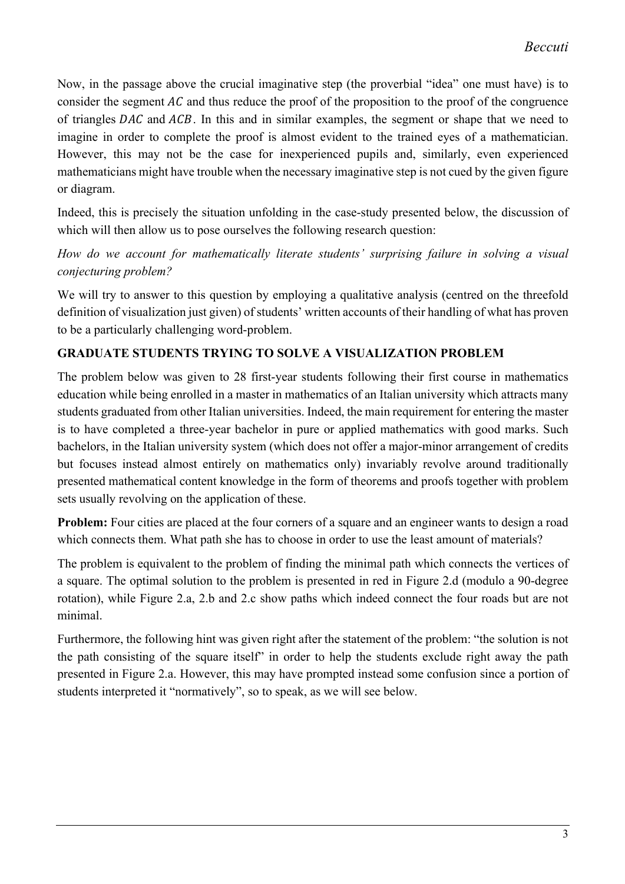Now, in the passage above the crucial imaginative step (the proverbial "idea" one must have) is to consider the segment $AC$ and thus reduce the proof of the proposition to the proof of the congruence of triangles $DAC$ and $ACB$. In this and in similar examples, the segment or shape that we need to imagine in order to complete the proof is almost evident to the trained eyes of a mathematician. However, this may not be the case for inexperienced pupils and, similarly, even experienced mathematicians might have trouble when the necessary imaginative step is not cued by the given figure or diagram.

Indeed, this is precisely the situation unfolding in the case-study presented below, the discussion of which will then allow us to pose ourselves the following research question:

*How do we account for mathematically literate students' surprising failure in solving a visual conjecturing problem?*

We will try to answer to this question by employing a qualitative analysis (centred on the threefold definition of visualization just given) of students' written accounts of their handling of what has proven to be a particularly challenging word-problem.

## GRADUATE STUDENTS TRYING TO SOLVE A VISUALIZATION PROBLEM

The problem below was given to 28 first-year students following their first course in mathematics education while being enrolled in a master in mathematics of an Italian university which attracts many students graduated from other Italian universities. Indeed, the main requirement for entering the master is to have completed a three-year bachelor in pure or applied mathematics with good marks. Such bachelors, in the Italian university system (which does not offer a major-minor arrangement of credits but focuses instead almost entirely on mathematics only) invariably revolve around traditionally presented mathematical content knowledge in the form of theorems and proofs together with problem sets usually revolving on the application of these.

**Problem:** Four cities are placed at the four corners of a square and an engineer wants to design a road which connects them. What path she has to choose in order to use the least amount of materials?

The problem is equivalent to the problem of finding the minimal path which connects the vertices of a square. The optimal solution to the problem is presented in red in Figure 2.d (modulo a 90-degree rotation), while Figure 2.a, 2.b and 2.c show paths which indeed connect the four roads but are not minimal.

Furthermore, the following hint was given right after the statement of the problem: "the solution is not the path consisting of the square itself" in order to help the students exclude right away the path presented in Figure 2.a. However, this may have prompted instead some confusion since a portion of students interpreted it "normatively", so to speak, as we will see below.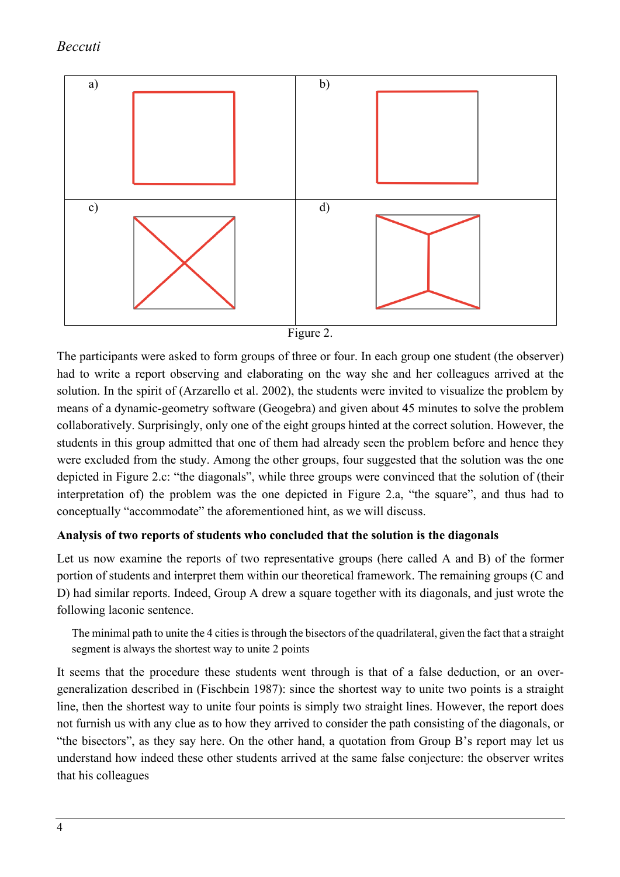a) b) c) d)

Figure 2.

The participants were asked to form groups of three or four. In each group one student (the observer) had to write a report observing and elaborating on the way she and her colleagues arrived at the solution. In the spirit of (Arzarello et al. 2002), the students were invited to visualize the problem by means of a dynamic-geometry software (Geogebra) and given about 45 minutes to solve the problem collaboratively. Surprisingly, only one of the eight groups hinted at the correct solution. However, the students in this group admitted that one of them had already seen the problem before and hence they were excluded from the study. Among the other groups, four suggested that the solution was the one depicted in Figure 2.c: "the diagonals", while three groups were convinced that the solution of (their interpretation of) the problem was the one depicted in Figure 2.a, "the square", and thus had to conceptually "accommodate" the aforementioned hint, as we will discuss.

**Analysis of two reports of students who concluded that the solution is the diagonals**

Let us now examine the reports of two representative groups (here called A and B) of the former portion of students and interpret them within our theoretical framework. The remaining groups (C and D) had similar reports. Indeed, Group A drew a square together with its diagonals, and just wrote the following laconic sentence.

> The minimal path to unite the 4 cities is through the bisectors of the quadrilateral, given the fact that a straight segment is always the shortest way to unite 2 points

It seems that the procedure these students went through is that of a false deduction, or an over-generalization described in (Fischbein 1987): since the shortest way to unite two points is a straight line, then the shortest way to unite four points is simply two straight lines. However, the report does not furnish us with any clue as to how they arrived to consider the path consisting of the diagonals, or "the bisectors", as they say here. On the other hand, a quotation from Group B's report may let us understand how indeed these other students arrived at the same false conjecture: the observer writes that his colleagues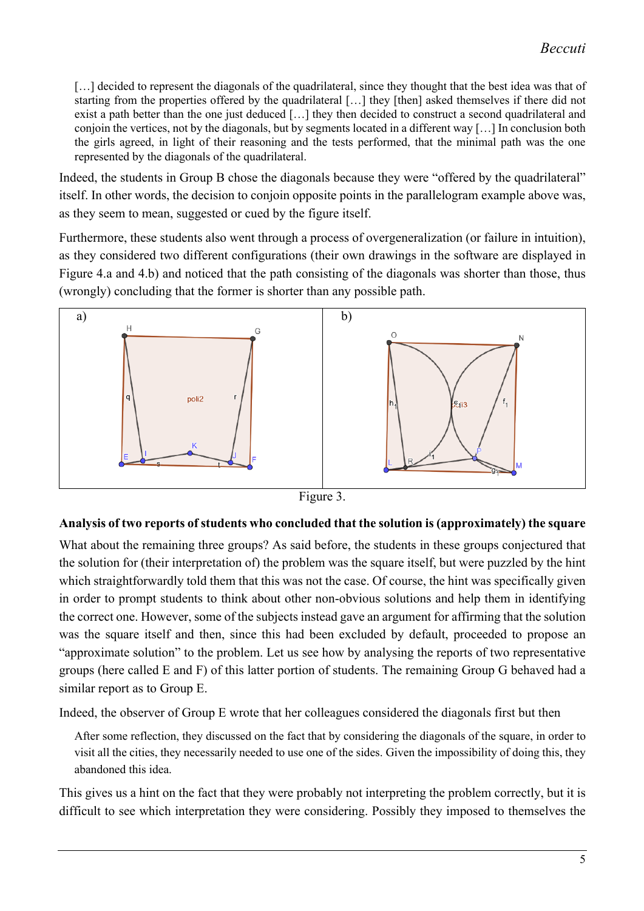> […] decided to represent the diagonals of the quadrilateral, since they thought that the best idea was that of starting from the properties offered by the quadrilateral […] they [then] asked themselves if there did not exist a path better than the one just deduced […] they then decided to construct a second quadrilateral and conjoin the vertices, not by the diagonals, but by segments located in a different way […] In conclusion both the girls agreed, in light of their reasoning and the tests performed, that the minimal path was the one represented by the diagonals of the quadrilateral.

Indeed, the students in Group B chose the diagonals because they were "offered by the quadrilateral" itself. In other words, the decision to conjoin opposite points in the parallelogram example above was, as they seem to mean, suggested or cued by the figure itself.

Furthermore, these students also went through a process of overgeneralization (or failure in intuition), as they considered two different configurations (their own drawings in the software are displayed in Figure 4.a and 4.b) and noticed that the path consisting of the diagonals was shorter than those, thus (wrongly) concluding that the former is shorter than any possible path.

Figure 3.

**Analysis of two reports of students who concluded that the solution is (approximately) the square**

What about the remaining three groups? As said before, the students in these groups conjectured that the solution for (their interpretation of) the problem was the square itself, but were puzzled by the hint which straightforwardly told them that this was not the case. Of course, the hint was specifically given in order to prompt students to think about other non-obvious solutions and help them in identifying the correct one. However, some of the subjects instead gave an argument for affirming that the solution was the square itself and then, since this had been excluded by default, proceeded to propose an "approximate solution" to the problem. Let us see how by analysing the reports of two representative groups (here called E and F) of this latter portion of students. The remaining Group G behaved had a similar report as to Group E.

Indeed, the observer of Group E wrote that her colleagues considered the diagonals first but then

> After some reflection, they discussed on the fact that by considering the diagonals of the square, in order to visit all the cities, they necessarily needed to use one of the sides. Given the impossibility of doing this, they abandoned this idea.

This gives us a hint on the fact that they were probably not interpreting the problem correctly, but it is difficult to see which interpretation they were considering. Possibly they imposed to themselves the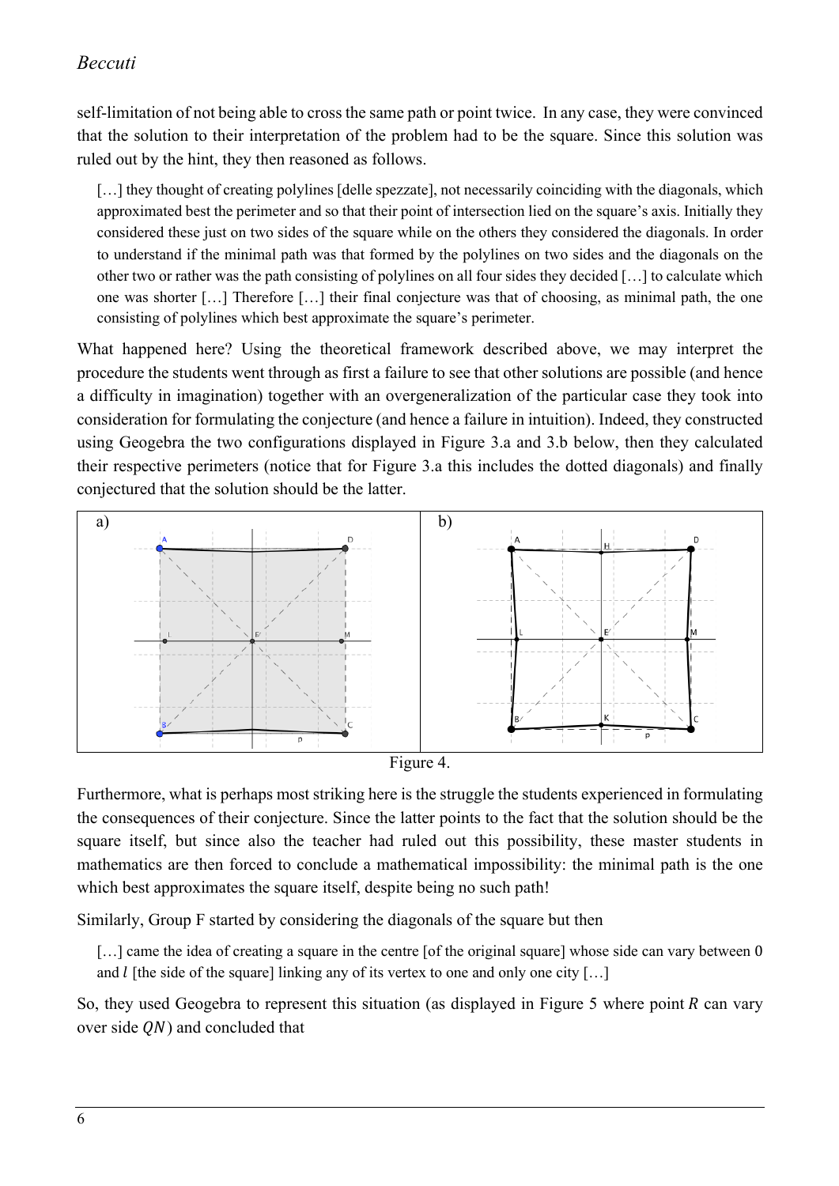self-limitation of not being able to cross the same path or point twice. In any case, they were convinced that the solution to their interpretation of the problem had to be the square. Since this solution was ruled out by the hint, they then reasoned as follows.

> […] they thought of creating polylines [delle spezzate], not necessarily coinciding with the diagonals, which approximated best the perimeter and so that their point of intersection lied on the square's axis. Initially they considered these just on two sides of the square while on the others they considered the diagonals. In order to understand if the minimal path was that formed by the polylines on two sides and the diagonals on the other two or rather was the path consisting of polylines on all four sides they decided […] to calculate which one was shorter […] Therefore […] their final conjecture was that of choosing, as minimal path, the one consisting of polylines which best approximate the square's perimeter.

What happened here? Using the theoretical framework described above, we may interpret the procedure the students went through as first a failure to see that other solutions are possible (and hence a difficulty in imagination) together with an overgeneralization of the particular case they took into consideration for formulating the conjecture (and hence a failure in intuition). Indeed, they constructed using Geogebra the two configurations displayed in Figure 3.a and 3.b below, then they calculated their respective perimeters (notice that for Figure 3.a this includes the dotted diagonals) and finally conjectured that the solution should be the latter.

Figure 4.

Furthermore, what is perhaps most striking here is the struggle the students experienced in formulating the consequences of their conjecture. Since the latter points to the fact that the solution should be the square itself, but since also the teacher had ruled out this possibility, these master students in mathematics are then forced to conclude a mathematical impossibility: the minimal path is the one which best approximates the square itself, despite being no such path!

Similarly, Group F started by considering the diagonals of the square but then

> […] came the idea of creating a square in the centre [of the original square] whose side can vary between 0 and $l$ [the side of the square] linking any of its vertex to one and only one city […]

So, they used Geogebra to represent this situation (as displayed in Figure 5 where point $R$ can vary over side $QN$) and concluded that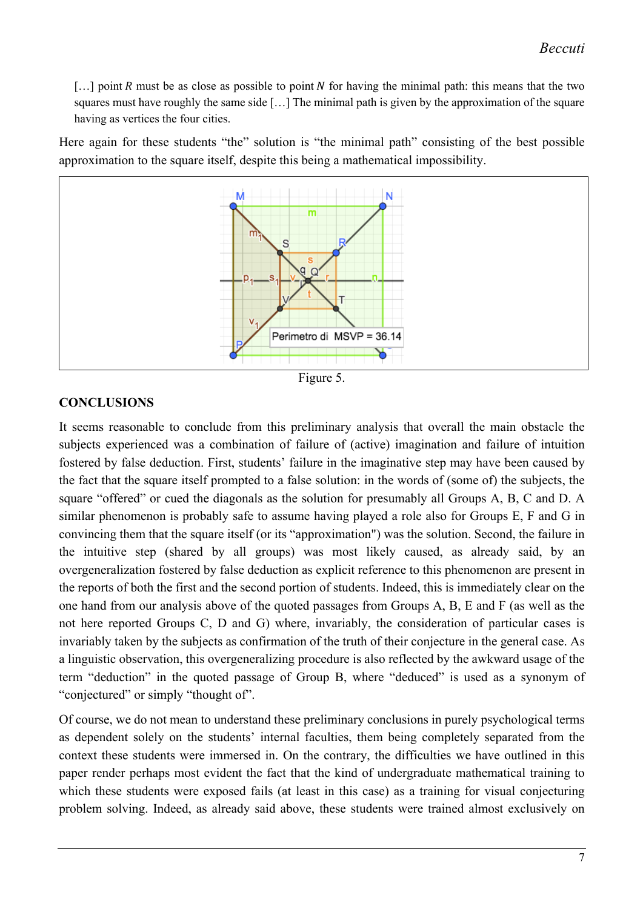> […] point $R$ must be as close as possible to point $N$ for having the minimal path: this means that the two squares must have roughly the same side […] The minimal path is given by the approximation of the square having as vertices the four cities.

Here again for these students "the" solution is "the minimal path" consisting of the best possible approximation to the square itself, despite this being a mathematical impossibility.

Figure 5.

## CONCLUSIONS

It seems reasonable to conclude from this preliminary analysis that overall the main obstacle the subjects experienced was a combination of failure of (active) imagination and failure of intuition fostered by false deduction. First, students' failure in the imaginative step may have been caused by the fact that the square itself prompted to a false solution: in the words of (some of) the subjects, the square "offered" or cued the diagonals as the solution for presumably all Groups A, B, C and D. A similar phenomenon is probably safe to assume having played a role also for Groups E, F and G in convincing them that the square itself (or its "approximation") was the solution. Second, the failure in the intuitive step (shared by all groups) was most likely caused, as already said, by an overgeneralization fostered by false deduction as explicit reference to this phenomenon are present in the reports of both the first and the second portion of students. Indeed, this is immediately clear on the one hand from our analysis above of the quoted passages from Groups A, B, E and F (as well as the not here reported Groups C, D and G) where, invariably, the consideration of particular cases is invariably taken by the subjects as confirmation of the truth of their conjecture in the general case. As a linguistic observation, this overgeneralizing procedure is also reflected by the awkward usage of the term "deduction" in the quoted passage of Group B, where "deduced" is used as a synonym of "conjectured" or simply "thought of".

Of course, we do not mean to understand these preliminary conclusions in purely psychological terms as dependent solely on the students' internal faculties, them being completely separated from the context these students were immersed in. On the contrary, the difficulties we have outlined in this paper render perhaps most evident the fact that the kind of undergraduate mathematical training to which these students were exposed fails (at least in this case) as a training for visual conjecturing problem solving. Indeed, as already said above, these students were trained almost exclusively on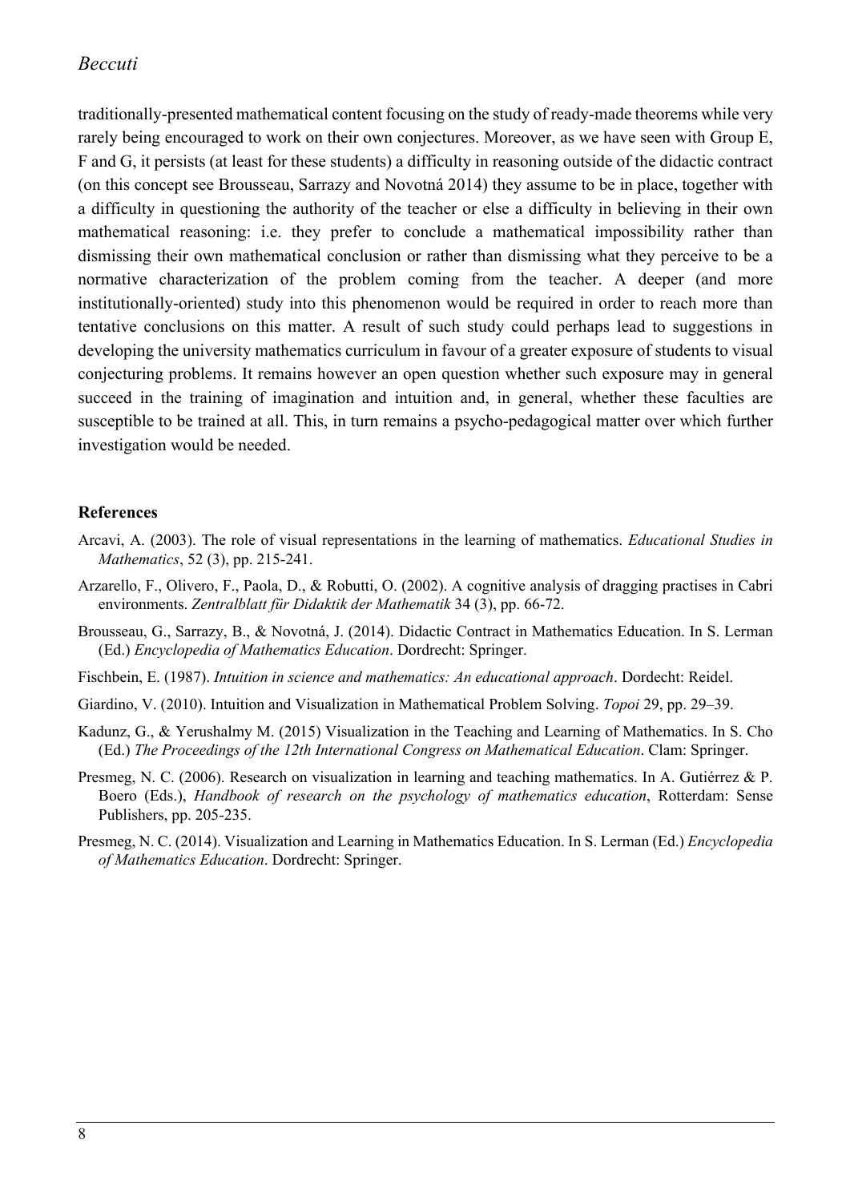traditionally-presented mathematical content focusing on the study of ready-made theorems while very rarely being encouraged to work on their own conjectures. Moreover, as we have seen with Group E, F and G, it persists (at least for these students) a difficulty in reasoning outside of the didactic contract (on this concept see Brousseau, Sarrazy and Novotná 2014) they assume to be in place, together with a difficulty in questioning the authority of the teacher or else a difficulty in believing in their own mathematical reasoning: i.e. they prefer to conclude a mathematical impossibility rather than dismissing their own mathematical conclusion or rather than dismissing what they perceive to be a normative characterization of the problem coming from the teacher. A deeper (and more institutionally-oriented) study into this phenomenon would be required in order to reach more than tentative conclusions on this matter. A result of such study could perhaps lead to suggestions in developing the university mathematics curriculum in favour of a greater exposure of students to visual conjecturing problems. It remains however an open question whether such exposure may in general succeed in the training of imagination and intuition and, in general, whether these faculties are susceptible to be trained at all. This, in turn remains a psycho-pedagogical matter over which further investigation would be needed.

## References

Arcavi, A. (2003). The role of visual representations in the learning of mathematics. *Educational Studies in Mathematics*, 52 (3), pp. 215-241.

Arzarello, F., Olivero, F., Paola, D., & Robutti, O. (2002). A cognitive analysis of dragging practises in Cabri environments. *Zentralblatt für Didaktik der Mathematik* 34 (3), pp. 66-72.

Brousseau, G., Sarrazy, B., & Novotná, J. (2014). Didactic Contract in Mathematics Education. In S. Lerman (Ed.) *Encyclopedia of Mathematics Education*. Dordrecht: Springer.

Fischbein, E. (1987). *Intuition in science and mathematics: An educational approach*. Dordecht: Reidel.

Giardino, V. (2010). Intuition and Visualization in Mathematical Problem Solving. *Topoi* 29, pp. 29–39.

Kadunz, G., & Yerushalmy M. (2015) Visualization in the Teaching and Learning of Mathematics. In S. Cho (Ed.) *The Proceedings of the 12th International Congress on Mathematical Education*. Clam: Springer.

Presmeg, N. C. (2006). Research on visualization in learning and teaching mathematics. In A. Gutiérrez & P. Boero (Eds.), *Handbook of research on the psychology of mathematics education*, Rotterdam: Sense Publishers, pp. 205-235.

Presmeg, N. C. (2014). Visualization and Learning in Mathematics Education. In S. Lerman (Ed.) *Encyclopedia of Mathematics Education*. Dordrecht: Springer.